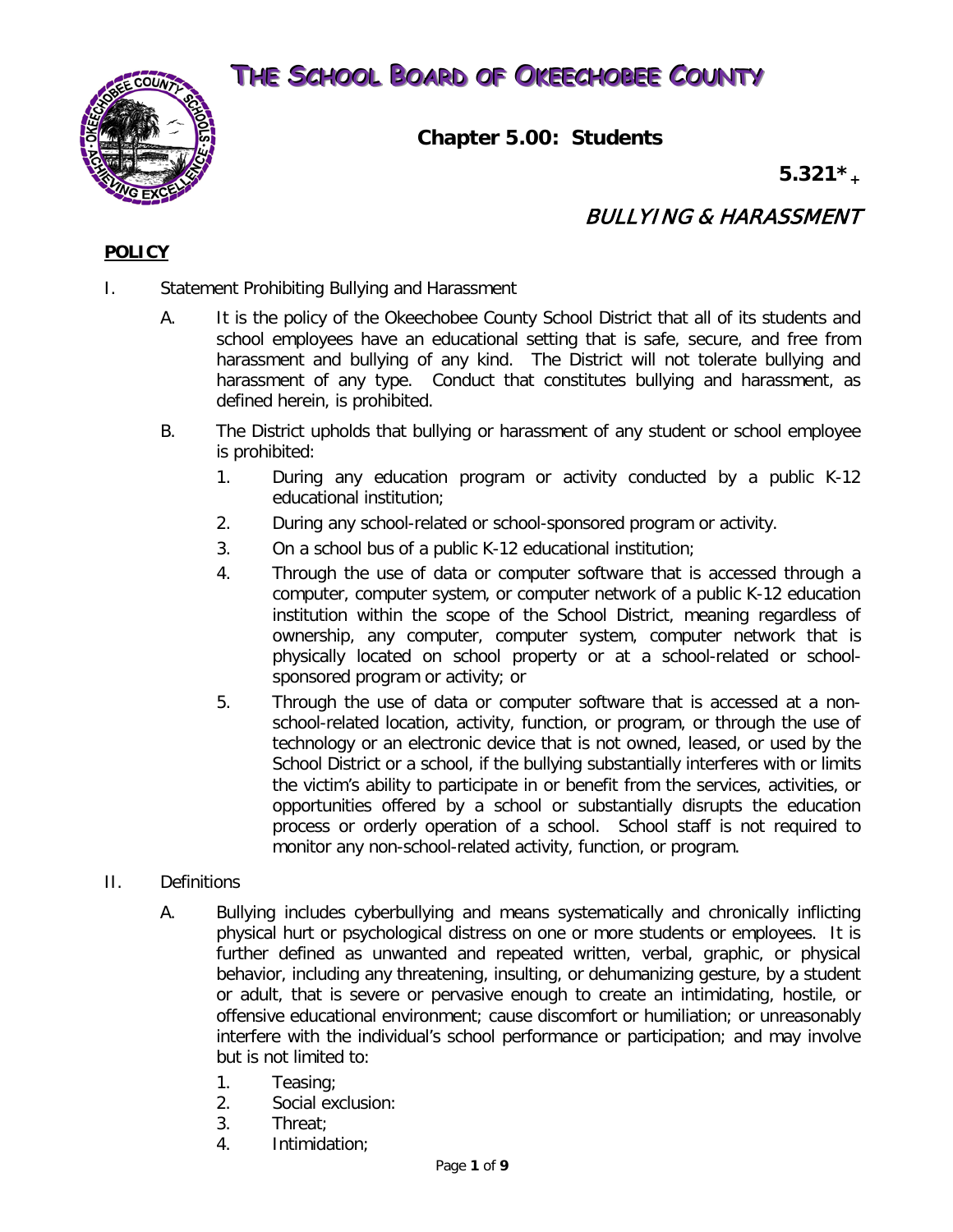# THE SCHOOL BOARD OF OKEECHOBEE COUNTY

## Chapter 5.00: Students

**5.321*** +

## BULLYING & HARASSMENT

**POLICY**

I. Statement Prohibiting Bullying and Harassment

A. It is the policy of the Okeechobee County School District that all of its students and school employees have an educational setting that is safe, secure, and free from harassment and bullying of any kind. The District will not tolerate bullying and harassment of any type. Conduct that constitutes bullying and harassment, as defined herein, is prohibited.

B. The District upholds that bullying or harassment of any student or school employee is prohibited:

1. During any education program or activity conducted by a public K-12 educational institution;
2. During any school-related or school-sponsored program or activity.
3. On a school bus of a public K-12 educational institution;
4. Through the use of data or computer software that is accessed through a computer, computer system, or computer network of a public K-12 education institution within the scope of the School District, meaning regardless of ownership, any computer, computer system, computer network that is physically located on school property or at a school-related or school-sponsored program or activity; or
5. Through the use of data or computer software that is accessed at a non-school-related location, activity, function, or program, or through the use of technology or an electronic device that is not owned, leased, or used by the School District or a school, if the bullying substantially interferes with or limits the victim's ability to participate in or benefit from the services, activities, or opportunities offered by a school or substantially disrupts the education process or orderly operation of a school. School staff is not required to monitor any non-school-related activity, function, or program.

II. Definitions

A. Bullying includes cyberbullying and means systematically and chronically inflicting physical hurt or psychological distress on one or more students or employees. It is further defined as unwanted and repeated written, verbal, graphic, or physical behavior, including any threatening, insulting, or dehumanizing gesture, by a student or adult, that is severe or pervasive enough to create an intimidating, hostile, or offensive educational environment; cause discomfort or humiliation; or unreasonably interfere with the individual's school performance or participation; and may involve but is not limited to:

1. Teasing;
2. Social exclusion:
3. Threat;
4. Intimidation;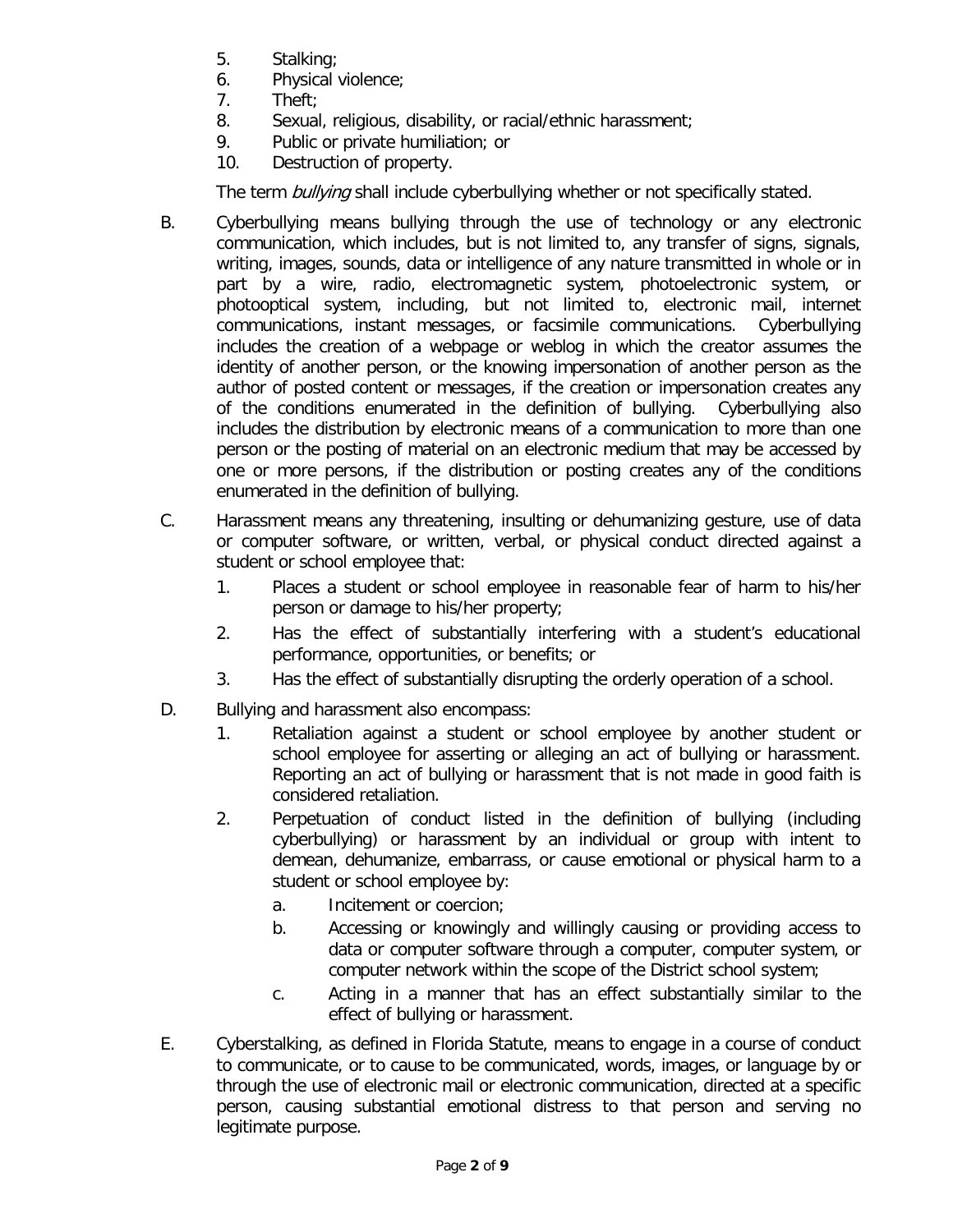5. Stalking;
6. Physical violence;
7. Theft;
8. Sexual, religious, disability, or racial/ethnic harassment;
9. Public or private humiliation; or
10. Destruction of property.

The term *bullying* shall include cyberbullying whether or not specifically stated.

B. Cyberbullying means bullying through the use of technology or any electronic communication, which includes, but is not limited to, any transfer of signs, signals, writing, images, sounds, data or intelligence of any nature transmitted in whole or in part by a wire, radio, electromagnetic system, photoelectronic system, or photooptical system, including, but not limited to, electronic mail, internet communications, instant messages, or facsimile communications. Cyberbullying includes the creation of a webpage or weblog in which the creator assumes the identity of another person, or the knowing impersonation of another person as the author of posted content or messages, if the creation or impersonation creates any of the conditions enumerated in the definition of bullying. Cyberbullying also includes the distribution by electronic means of a communication to more than one person or the posting of material on an electronic medium that may be accessed by one or more persons, if the distribution or posting creates any of the conditions enumerated in the definition of bullying.

C. Harassment means any threatening, insulting or dehumanizing gesture, use of data or computer software, or written, verbal, or physical conduct directed against a student or school employee that:
   1. Places a student or school employee in reasonable fear of harm to his/her person or damage to his/her property;
   2. Has the effect of substantially interfering with a student's educational performance, opportunities, or benefits; or
   3. Has the effect of substantially disrupting the orderly operation of a school.

D. Bullying and harassment also encompass:
   1. Retaliation against a student or school employee by another student or school employee for asserting or alleging an act of bullying or harassment. Reporting an act of bullying or harassment that is not made in good faith is considered retaliation.
   2. Perpetuation of conduct listed in the definition of bullying (including cyberbullying) or harassment by an individual or group with intent to demean, dehumanize, embarrass, or cause emotional or physical harm to a student or school employee by:
      a. Incitement or coercion;
      b. Accessing or knowingly and willingly causing or providing access to data or computer software through a computer, computer system, or computer network within the scope of the District school system;
      c. Acting in a manner that has an effect substantially similar to the effect of bullying or harassment.

E. Cyberstalking, as defined in Florida Statute, means to engage in a course of conduct to communicate, or to cause to be communicated, words, images, or language by or through the use of electronic mail or electronic communication, directed at a specific person, causing substantial emotional distress to that person and serving no legitimate purpose.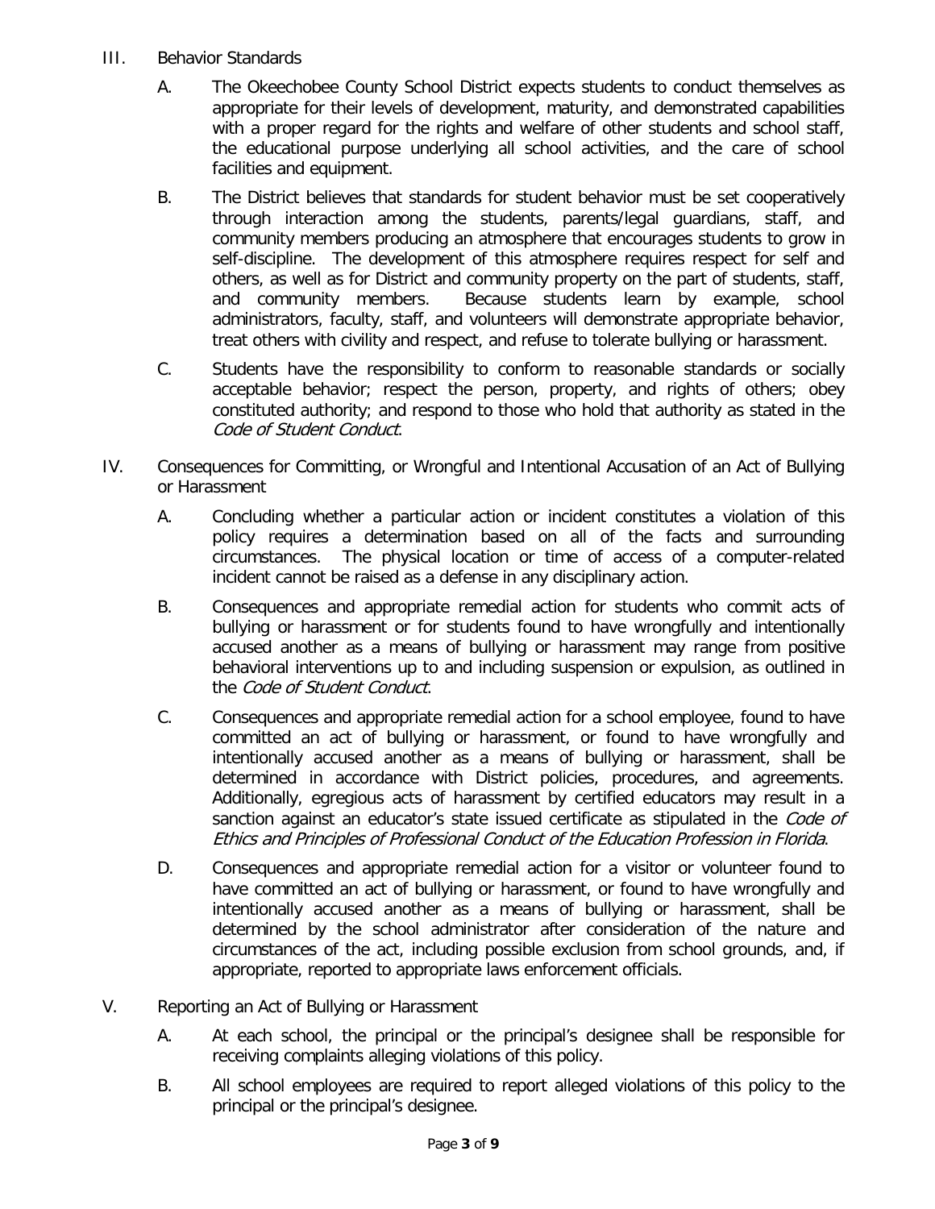III. Behavior Standards

A. The Okeechobee County School District expects students to conduct themselves as appropriate for their levels of development, maturity, and demonstrated capabilities with a proper regard for the rights and welfare of other students and school staff, the educational purpose underlying all school activities, and the care of school facilities and equipment.

B. The District believes that standards for student behavior must be set cooperatively through interaction among the students, parents/legal guardians, staff, and community members producing an atmosphere that encourages students to grow in self-discipline. The development of this atmosphere requires respect for self and others, as well as for District and community property on the part of students, staff, and community members. Because students learn by example, school administrators, faculty, staff, and volunteers will demonstrate appropriate behavior, treat others with civility and respect, and refuse to tolerate bullying or harassment.

C. Students have the responsibility to conform to reasonable standards or socially acceptable behavior; respect the person, property, and rights of others; obey constituted authority; and respond to those who hold that authority as stated in the *Code of Student Conduct*.

IV. Consequences for Committing, or Wrongful and Intentional Accusation of an Act of Bullying or Harassment

A. Concluding whether a particular action or incident constitutes a violation of this policy requires a determination based on all of the facts and surrounding circumstances. The physical location or time of access of a computer-related incident cannot be raised as a defense in any disciplinary action.

B. Consequences and appropriate remedial action for students who commit acts of bullying or harassment or for students found to have wrongfully and intentionally accused another as a means of bullying or harassment may range from positive behavioral interventions up to and including suspension or expulsion, as outlined in the *Code of Student Conduct*.

C. Consequences and appropriate remedial action for a school employee, found to have committed an act of bullying or harassment, or found to have wrongfully and intentionally accused another as a means of bullying or harassment, shall be determined in accordance with District policies, procedures, and agreements. Additionally, egregious acts of harassment by certified educators may result in a sanction against an educator's state issued certificate as stipulated in the *Code of Ethics and Principles of Professional Conduct of the Education Profession in Florida*.

D. Consequences and appropriate remedial action for a visitor or volunteer found to have committed an act of bullying or harassment, or found to have wrongfully and intentionally accused another as a means of bullying or harassment, shall be determined by the school administrator after consideration of the nature and circumstances of the act, including possible exclusion from school grounds, and, if appropriate, reported to appropriate laws enforcement officials.

V. Reporting an Act of Bullying or Harassment

A. At each school, the principal or the principal's designee shall be responsible for receiving complaints alleging violations of this policy.

B. All school employees are required to report alleged violations of this policy to the principal or the principal's designee.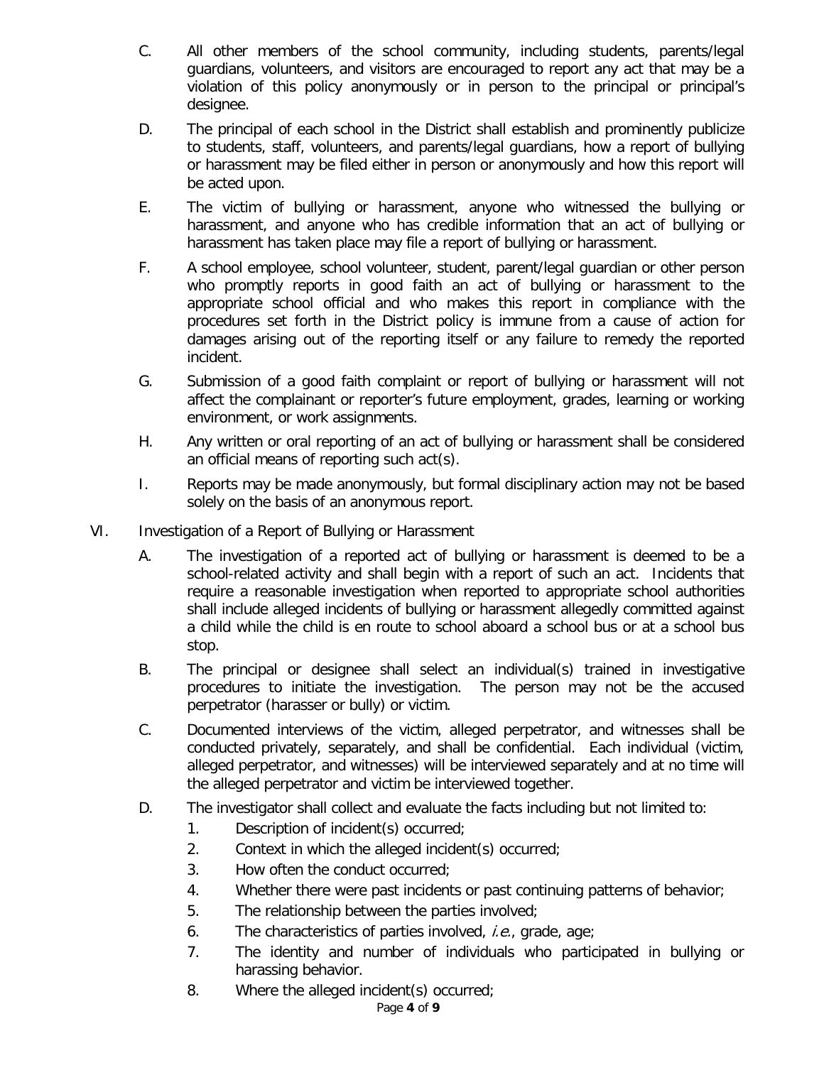C. All other members of the school community, including students, parents/legal guardians, volunteers, and visitors are encouraged to report any act that may be a violation of this policy anonymously or in person to the principal or principal's designee.

D. The principal of each school in the District shall establish and prominently publicize to students, staff, volunteers, and parents/legal guardians, how a report of bullying or harassment may be filed either in person or anonymously and how this report will be acted upon.

E. The victim of bullying or harassment, anyone who witnessed the bullying or harassment, and anyone who has credible information that an act of bullying or harassment has taken place may file a report of bullying or harassment.

F. A school employee, school volunteer, student, parent/legal guardian or other person who promptly reports in good faith an act of bullying or harassment to the appropriate school official and who makes this report in compliance with the procedures set forth in the District policy is immune from a cause of action for damages arising out of the reporting itself or any failure to remedy the reported incident.

G. Submission of a good faith complaint or report of bullying or harassment will not affect the complainant or reporter's future employment, grades, learning or working environment, or work assignments.

H. Any written or oral reporting of an act of bullying or harassment shall be considered an official means of reporting such act(s).

I. Reports may be made anonymously, but formal disciplinary action may not be based solely on the basis of an anonymous report.

VI. Investigation of a Report of Bullying or Harassment

A. The investigation of a reported act of bullying or harassment is deemed to be a school-related activity and shall begin with a report of such an act. Incidents that require a reasonable investigation when reported to appropriate school authorities shall include alleged incidents of bullying or harassment allegedly committed against a child while the child is en route to school aboard a school bus or at a school bus stop.

B. The principal or designee shall select an individual(s) trained in investigative procedures to initiate the investigation. The person may not be the accused perpetrator (harasser or bully) or victim.

C. Documented interviews of the victim, alleged perpetrator, and witnesses shall be conducted privately, separately, and shall be confidential. Each individual (victim, alleged perpetrator, and witnesses) will be interviewed separately and at no time will the alleged perpetrator and victim be interviewed together.

D. The investigator shall collect and evaluate the facts including but not limited to:

1. Description of incident(s) occurred;
2. Context in which the alleged incident(s) occurred;
3. How often the conduct occurred;
4. Whether there were past incidents or past continuing patterns of behavior;
5. The relationship between the parties involved;
6. The characteristics of parties involved, *i.e.*, grade, age;
7. The identity and number of individuals who participated in bullying or harassing behavior.
8. Where the alleged incident(s) occurred;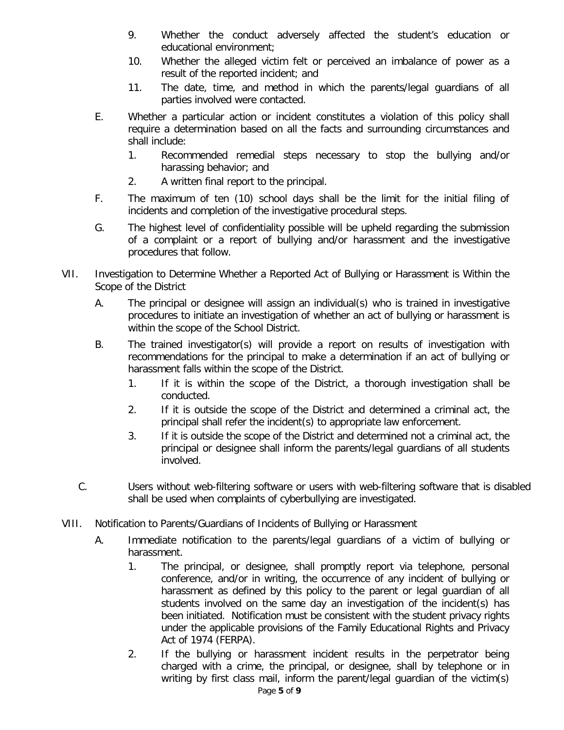9. Whether the conduct adversely affected the student's education or educational environment;
10. Whether the alleged victim felt or perceived an imbalance of power as a result of the reported incident; and
11. The date, time, and method in which the parents/legal guardians of all parties involved were contacted.

E. Whether a particular action or incident constitutes a violation of this policy shall require a determination based on all the facts and surrounding circumstances and shall include:

1. Recommended remedial steps necessary to stop the bullying and/or harassing behavior; and
2. A written final report to the principal.

F. The maximum of ten (10) school days shall be the limit for the initial filing of incidents and completion of the investigative procedural steps.

G. The highest level of confidentiality possible will be upheld regarding the submission of a complaint or a report of bullying and/or harassment and the investigative procedures that follow.

VII. Investigation to Determine Whether a Reported Act of Bullying or Harassment is Within the Scope of the District

A. The principal or designee will assign an individual(s) who is trained in investigative procedures to initiate an investigation of whether an act of bullying or harassment is within the scope of the School District.

B. The trained investigator(s) will provide a report on results of investigation with recommendations for the principal to make a determination if an act of bullying or harassment falls within the scope of the District.

1. If it is within the scope of the District, a thorough investigation shall be conducted.
2. If it is outside the scope of the District and determined a criminal act, the principal shall refer the incident(s) to appropriate law enforcement.
3. If it is outside the scope of the District and determined not a criminal act, the principal or designee shall inform the parents/legal guardians of all students involved.

C. Users without web-filtering software or users with web-filtering software that is disabled shall be used when complaints of cyberbullying are investigated.

VIII. Notification to Parents/Guardians of Incidents of Bullying or Harassment

A. Immediate notification to the parents/legal guardians of a victim of bullying or harassment.

1. The principal, or designee, shall promptly report via telephone, personal conference, and/or in writing, the occurrence of any incident of bullying or harassment as defined by this policy to the parent or legal guardian of all students involved on the same day an investigation of the incident(s) has been initiated. Notification must be consistent with the student privacy rights under the applicable provisions of the Family Educational Rights and Privacy Act of 1974 (FERPA).
2. If the bullying or harassment incident results in the perpetrator being charged with a crime, the principal, or designee, shall by telephone or in writing by first class mail, inform the parent/legal guardian of the victim(s)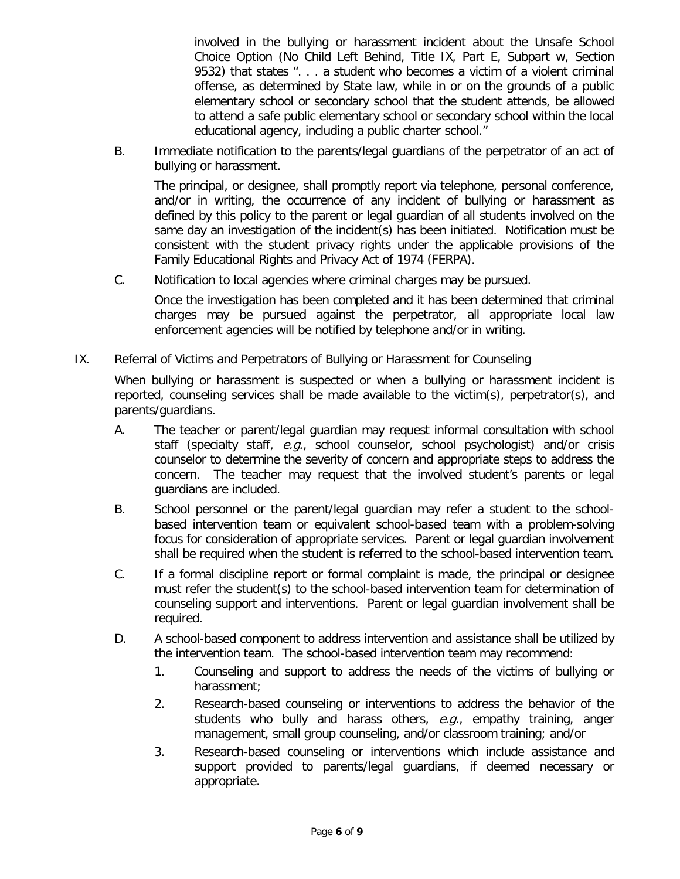involved in the bullying or harassment incident about the Unsafe School Choice Option (No Child Left Behind, Title IX, Part E, Subpart w, Section 9532) that states ". . . a student who becomes a victim of a violent criminal offense, as determined by State law, while in or on the grounds of a public elementary school or secondary school that the student attends, be allowed to attend a safe public elementary school or secondary school within the local educational agency, including a public charter school."

B. Immediate notification to the parents/legal guardians of the perpetrator of an act of bullying or harassment.

The principal, or designee, shall promptly report via telephone, personal conference, and/or in writing, the occurrence of any incident of bullying or harassment as defined by this policy to the parent or legal guardian of all students involved on the same day an investigation of the incident(s) has been initiated. Notification must be consistent with the student privacy rights under the applicable provisions of the Family Educational Rights and Privacy Act of 1974 (FERPA).

C. Notification to local agencies where criminal charges may be pursued.

Once the investigation has been completed and it has been determined that criminal charges may be pursued against the perpetrator, all appropriate local law enforcement agencies will be notified by telephone and/or in writing.

IX. Referral of Victims and Perpetrators of Bullying or Harassment for Counseling

When bullying or harassment is suspected or when a bullying or harassment incident is reported, counseling services shall be made available to the victim(s), perpetrator(s), and parents/guardians.

A. The teacher or parent/legal guardian may request informal consultation with school staff (specialty staff, *e.g.*, school counselor, school psychologist) and/or crisis counselor to determine the severity of concern and appropriate steps to address the concern. The teacher may request that the involved student's parents or legal guardians are included.

B. School personnel or the parent/legal guardian may refer a student to the school-based intervention team or equivalent school-based team with a problem-solving focus for consideration of appropriate services. Parent or legal guardian involvement shall be required when the student is referred to the school-based intervention team.

C. If a formal discipline report or formal complaint is made, the principal or designee must refer the student(s) to the school-based intervention team for determination of counseling support and interventions. Parent or legal guardian involvement shall be required.

D. A school-based component to address intervention and assistance shall be utilized by the intervention team. The school-based intervention team may recommend:

1. Counseling and support to address the needs of the victims of bullying or harassment;
2. Research-based counseling or interventions to address the behavior of the students who bully and harass others, *e.g.*, empathy training, anger management, small group counseling, and/or classroom training; and/or
3. Research-based counseling or interventions which include assistance and support provided to parents/legal guardians, if deemed necessary or appropriate.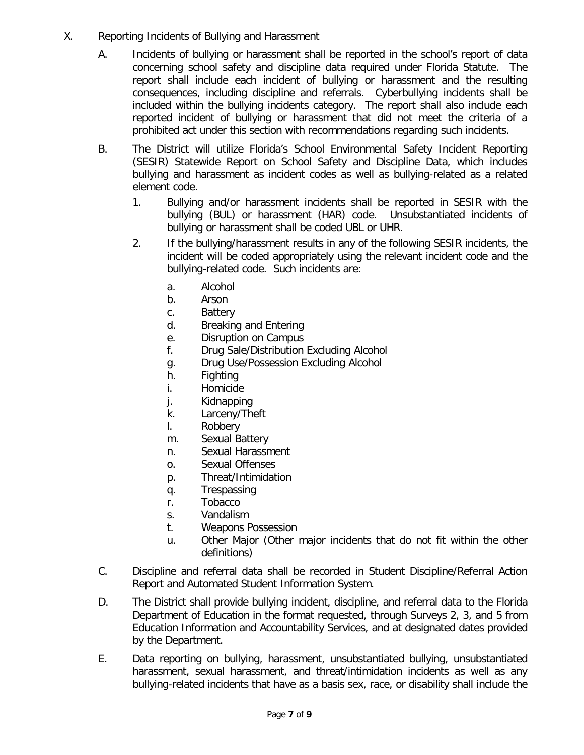X. Reporting Incidents of Bullying and Harassment

A. Incidents of bullying or harassment shall be reported in the school's report of data concerning school safety and discipline data required under Florida Statute. The report shall include each incident of bullying or harassment and the resulting consequences, including discipline and referrals. Cyberbullying incidents shall be included within the bullying incidents category. The report shall also include each reported incident of bullying or harassment that did not meet the criteria of a prohibited act under this section with recommendations regarding such incidents.

B. The District will utilize Florida's School Environmental Safety Incident Reporting (SESIR) Statewide Report on School Safety and Discipline Data, which includes bullying and harassment as incident codes as well as bullying-related as a related element code.

1. Bullying and/or harassment incidents shall be reported in SESIR with the bullying (BUL) or harassment (HAR) code. Unsubstantiated incidents of bullying or harassment shall be coded UBL or UHR.

2. If the bullying/harassment results in any of the following SESIR incidents, the incident will be coded appropriately using the relevant incident code and the bullying-related code. Such incidents are:

   a. Alcohol
   b. Arson
   c. Battery
   d. Breaking and Entering
   e. Disruption on Campus
   f. Drug Sale/Distribution Excluding Alcohol
   g. Drug Use/Possession Excluding Alcohol
   h. Fighting
   i. Homicide
   j. Kidnapping
   k. Larceny/Theft
   l. Robbery
   m. Sexual Battery
   n. Sexual Harassment
   o. Sexual Offenses
   p. Threat/Intimidation
   q. Trespassing
   r. Tobacco
   s. Vandalism
   t. Weapons Possession
   u. Other Major (Other major incidents that do not fit within the other definitions)

C. Discipline and referral data shall be recorded in Student Discipline/Referral Action Report and Automated Student Information System.

D. The District shall provide bullying incident, discipline, and referral data to the Florida Department of Education in the format requested, through Surveys 2, 3, and 5 from Education Information and Accountability Services, and at designated dates provided by the Department.

E. Data reporting on bullying, harassment, unsubstantiated bullying, unsubstantiated harassment, sexual harassment, and threat/intimidation incidents as well as any bullying-related incidents that have as a basis sex, race, or disability shall include the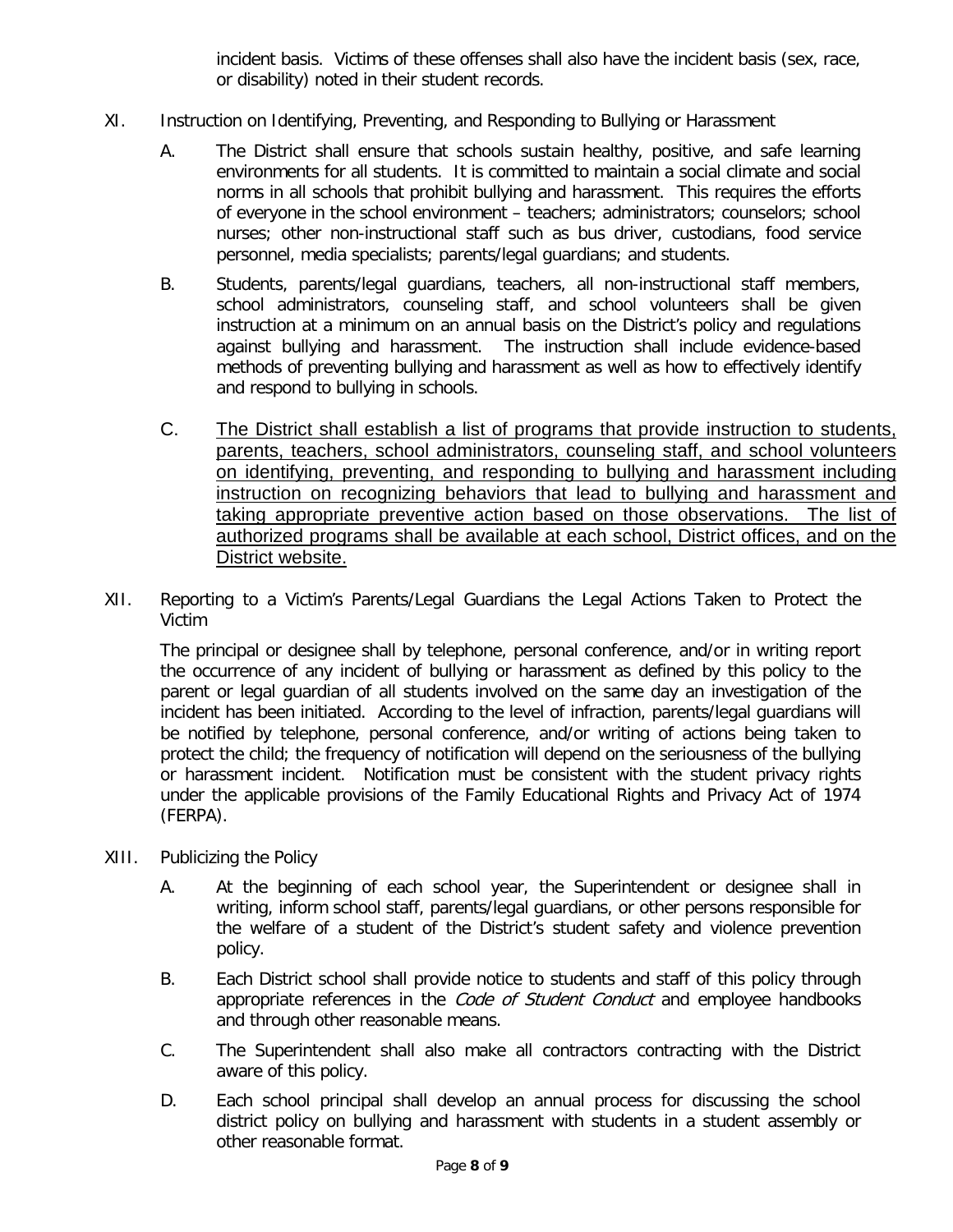incident basis. Victims of these offenses shall also have the incident basis (sex, race, or disability) noted in their student records.

XI. Instruction on Identifying, Preventing, and Responding to Bullying or Harassment

A. The District shall ensure that schools sustain healthy, positive, and safe learning environments for all students. It is committed to maintain a social climate and social norms in all schools that prohibit bullying and harassment. This requires the efforts of everyone in the school environment – teachers; administrators; counselors; school nurses; other non-instructional staff such as bus driver, custodians, food service personnel, media specialists; parents/legal guardians; and students.

B. Students, parents/legal guardians, teachers, all non-instructional staff members, school administrators, counseling staff, and school volunteers shall be given instruction at a minimum on an annual basis on the District's policy and regulations against bullying and harassment. The instruction shall include evidence-based methods of preventing bullying and harassment as well as how to effectively identify and respond to bullying in schools.

C. <u>The District shall establish a list of programs that provide instruction to students, parents, teachers, school administrators, counseling staff, and school volunteers on identifying, preventing, and responding to bullying and harassment including instruction on recognizing behaviors that lead to bullying and harassment and taking appropriate preventive action based on those observations. The list of authorized programs shall be available at each school, District offices, and on the District website.</u>

XII. Reporting to a Victim's Parents/Legal Guardians the Legal Actions Taken to Protect the Victim

The principal or designee shall by telephone, personal conference, and/or in writing report the occurrence of any incident of bullying or harassment as defined by this policy to the parent or legal guardian of all students involved on the same day an investigation of the incident has been initiated. According to the level of infraction, parents/legal guardians will be notified by telephone, personal conference, and/or writing of actions being taken to protect the child; the frequency of notification will depend on the seriousness of the bullying or harassment incident. Notification must be consistent with the student privacy rights under the applicable provisions of the Family Educational Rights and Privacy Act of 1974 (FERPA).

XIII. Publicizing the Policy

A. At the beginning of each school year, the Superintendent or designee shall in writing, inform school staff, parents/legal guardians, or other persons responsible for the welfare of a student of the District's student safety and violence prevention policy.

B. Each District school shall provide notice to students and staff of this policy through appropriate references in the *Code of Student Conduct* and employee handbooks and through other reasonable means.

C. The Superintendent shall also make all contractors contracting with the District aware of this policy.

D. Each school principal shall develop an annual process for discussing the school district policy on bullying and harassment with students in a student assembly or other reasonable format.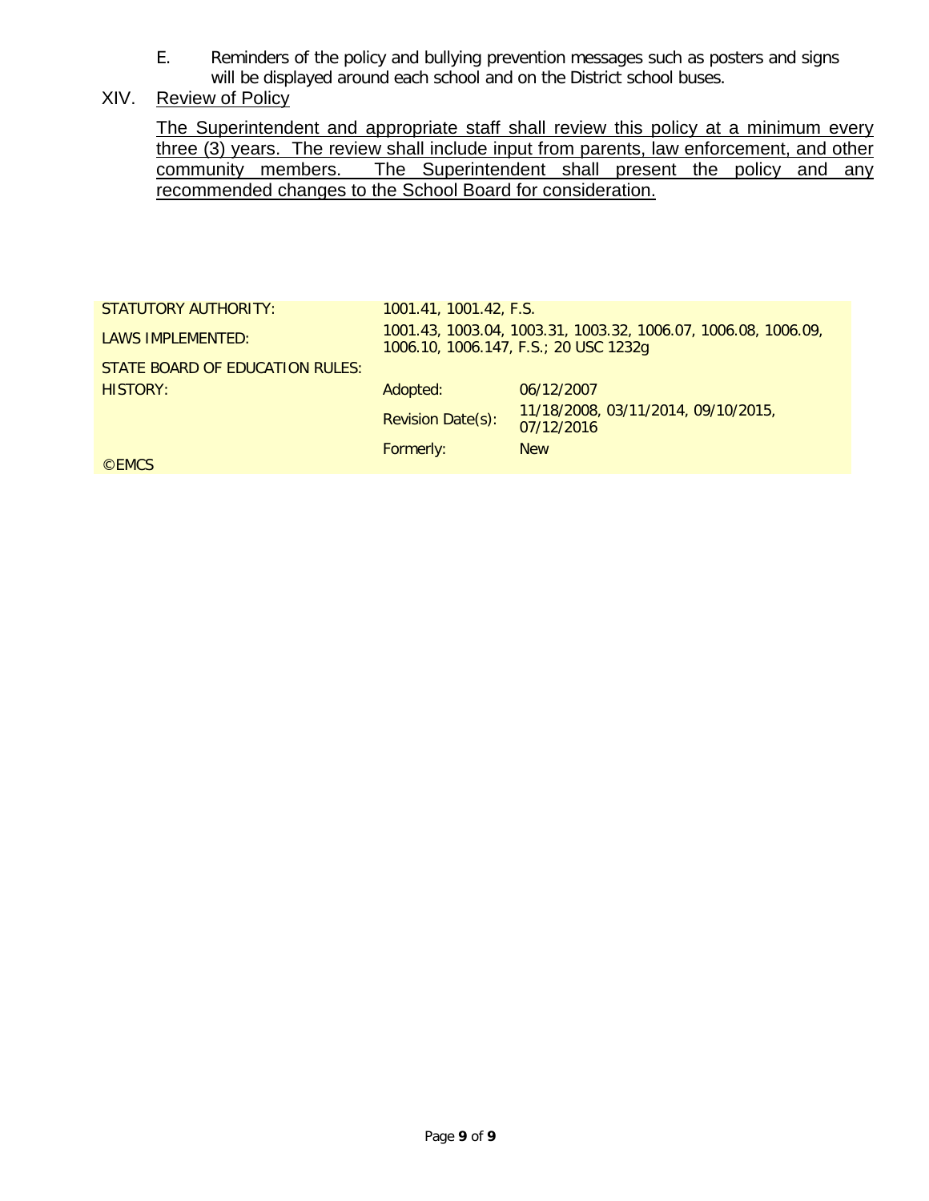E. Reminders of the policy and bullying prevention messages such as posters and signs will be displayed around each school and on the District school buses.

XIV. Review of Policy

The Superintendent and appropriate staff shall review this policy at a minimum every three (3) years. The review shall include input from parents, law enforcement, and other community members. The Superintendent shall present the policy and any recommended changes to the School Board for consideration.

| | | |
|---|---|---|
| STATUTORY AUTHORITY: | 1001.41, 1001.42, F.S. | |
| LAWS IMPLEMENTED: | 1001.43, 1003.04, 1003.31, 1003.32, 1006.07, 1006.08, 1006.09, 1006.10, 1006.147, F.S.; 20 USC 1232g | |
| STATE BOARD OF EDUCATION RULES: | | |
| HISTORY: | Adopted: | 06/12/2007 |
| | Revision Date(s): | 11/18/2008, 03/11/2014, 09/10/2015, 07/12/2016 |
| | Formerly: | New |
| ©EMCS | | |